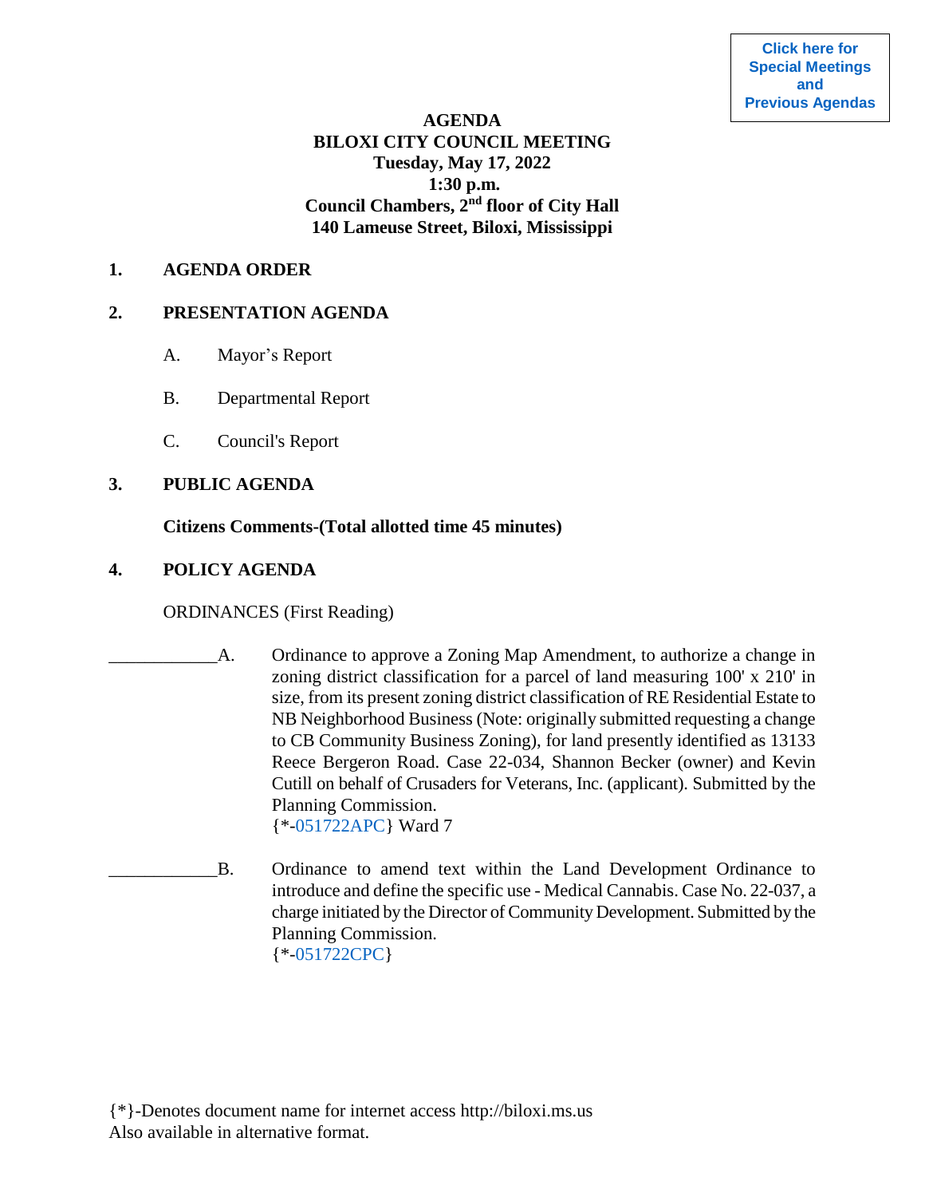Click here for Special Meetings and Previous Agendas

# AGENDA
## BILOXI CITY COUNCIL MEETING
**Tuesday, May 17, 2022**
**1:30 p.m.**
**Council Chambers, 2nd floor of City Hall**
**140 Lameuse Street, Biloxi, Mississippi**

## 1. AGENDA ORDER

## 2. PRESENTATION AGENDA

A. Mayor's Report

B. Departmental Report

C. Council's Report

## 3. PUBLIC AGENDA

**Citizens Comments-(Total allotted time 45 minutes)**

## 4. POLICY AGENDA

ORDINANCES (First Reading)

____________A. Ordinance to approve a Zoning Map Amendment, to authorize a change in zoning district classification for a parcel of land measuring 100' x 210' in size, from its present zoning district classification of RE Residential Estate to NB Neighborhood Business (Note: originally submitted requesting a change to CB Community Business Zoning), for land presently identified as 13133 Reece Bergeron Road. Case 22-034, Shannon Becker (owner) and Kevin Cutill on behalf of Crusaders for Veterans, Inc. (applicant). Submitted by the Planning Commission.
{*-051722APC} Ward 7

____________B. Ordinance to amend text within the Land Development Ordinance to introduce and define the specific use - Medical Cannabis. Case No. 22-037, a charge initiated by the Director of Community Development. Submitted by the Planning Commission.
{*-051722CPC}

{*}-Denotes document name for internet access http://biloxi.ms.us
Also available in alternative format.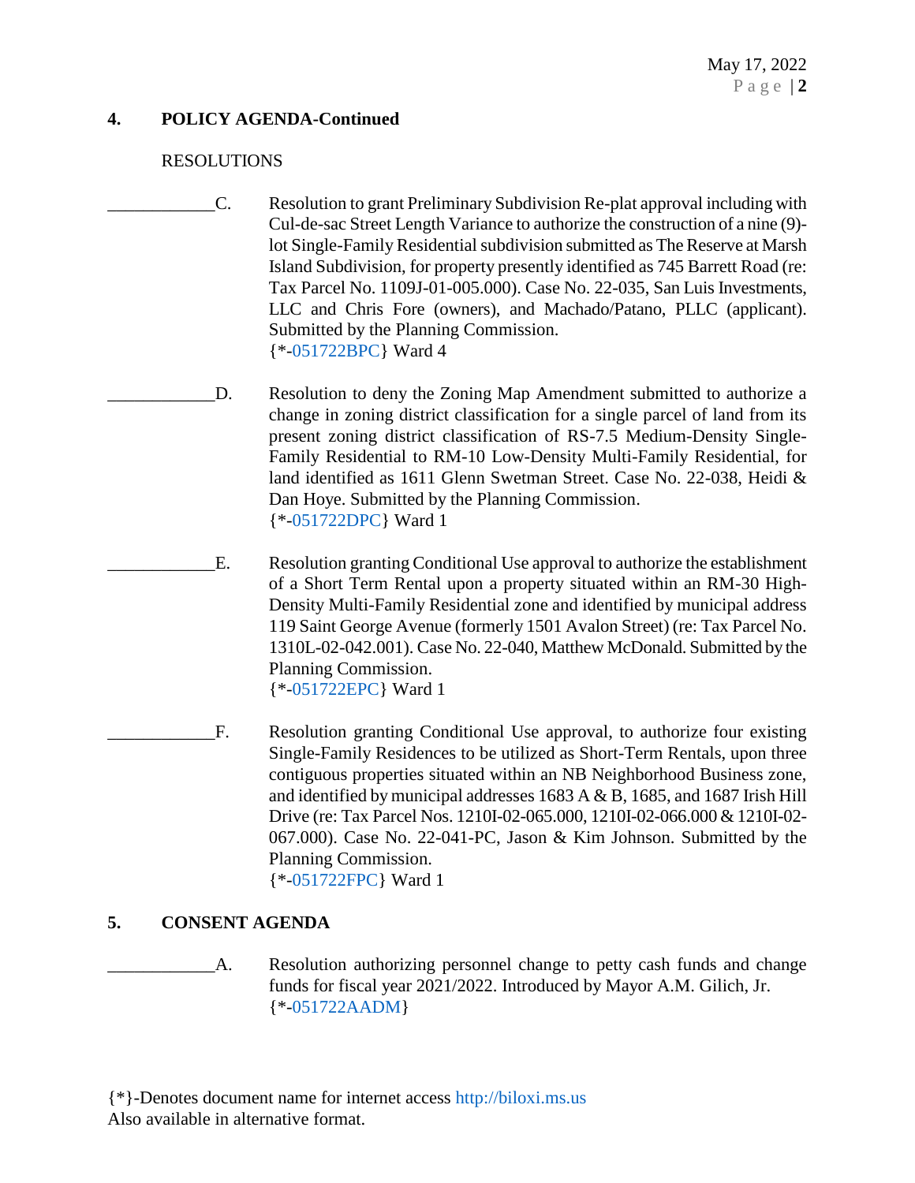## 4. POLICY AGENDA-Continued

RESOLUTIONS

____________C. Resolution to grant Preliminary Subdivision Re-plat approval including with Cul-de-sac Street Length Variance to authorize the construction of a nine (9)-lot Single-Family Residential subdivision submitted as The Reserve at Marsh Island Subdivision, for property presently identified as 745 Barrett Road (re: Tax Parcel No. 1109J-01-005.000). Case No. 22-035, San Luis Investments, LLC and Chris Fore (owners), and Machado/Patano, PLLC (applicant). Submitted by the Planning Commission.
{*-051722BPC} Ward 4

____________D. Resolution to deny the Zoning Map Amendment submitted to authorize a change in zoning district classification for a single parcel of land from its present zoning district classification of RS-7.5 Medium-Density Single-Family Residential to RM-10 Low-Density Multi-Family Residential, for land identified as 1611 Glenn Swetman Street. Case No. 22-038, Heidi & Dan Hoye. Submitted by the Planning Commission.
{*-051722DPC} Ward 1

____________E. Resolution granting Conditional Use approval to authorize the establishment of a Short Term Rental upon a property situated within an RM-30 High-Density Multi-Family Residential zone and identified by municipal address 119 Saint George Avenue (formerly 1501 Avalon Street) (re: Tax Parcel No. 1310L-02-042.001). Case No. 22-040, Matthew McDonald. Submitted by the Planning Commission.
{*-051722EPC} Ward 1

____________F. Resolution granting Conditional Use approval, to authorize four existing Single-Family Residences to be utilized as Short-Term Rentals, upon three contiguous properties situated within an NB Neighborhood Business zone, and identified by municipal addresses 1683 A & B, 1685, and 1687 Irish Hill Drive (re: Tax Parcel Nos. 1210I-02-065.000, 1210I-02-066.000 & 1210I-02-067.000). Case No. 22-041-PC, Jason & Kim Johnson. Submitted by the Planning Commission.
{*-051722FPC} Ward 1

## 5. CONSENT AGENDA

____________A. Resolution authorizing personnel change to petty cash funds and change funds for fiscal year 2021/2022. Introduced by Mayor A.M. Gilich, Jr.
{*-051722AADM}

{*}-Denotes document name for internet access http://biloxi.ms.us
Also available in alternative format.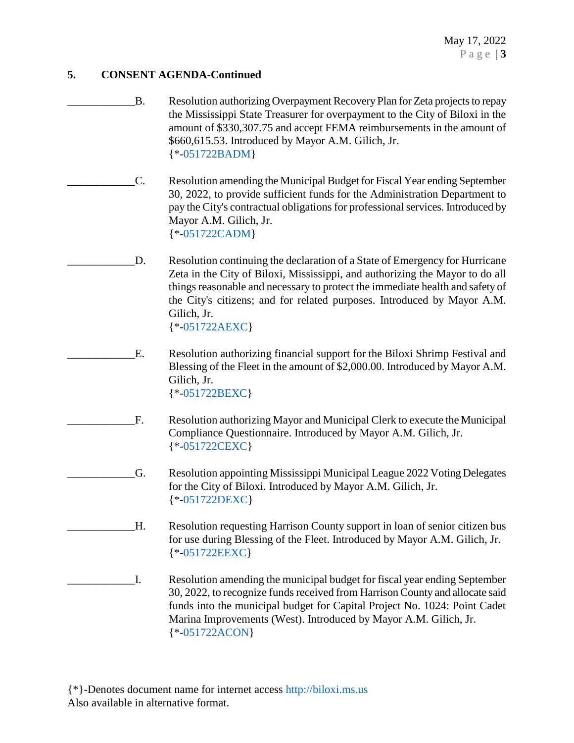## 5. CONSENT AGENDA-Continued

____________B. Resolution authorizing Overpayment Recovery Plan for Zeta projects to repay the Mississippi State Treasurer for overpayment to the City of Biloxi in the amount of $330,307.75 and accept FEMA reimbursements in the amount of $660,615.53. Introduced by Mayor A.M. Gilich, Jr.
{*-051722BADM}

____________C. Resolution amending the Municipal Budget for Fiscal Year ending September 30, 2022, to provide sufficient funds for the Administration Department to pay the City's contractual obligations for professional services. Introduced by Mayor A.M. Gilich, Jr.
{*-051722CADM}

____________D. Resolution continuing the declaration of a State of Emergency for Hurricane Zeta in the City of Biloxi, Mississippi, and authorizing the Mayor to do all things reasonable and necessary to protect the immediate health and safety of the City's citizens; and for related purposes. Introduced by Mayor A.M. Gilich, Jr.
{*-051722AEXC}

____________E. Resolution authorizing financial support for the Biloxi Shrimp Festival and Blessing of the Fleet in the amount of $2,000.00. Introduced by Mayor A.M. Gilich, Jr.
{*-051722BEXC}

____________F. Resolution authorizing Mayor and Municipal Clerk to execute the Municipal Compliance Questionnaire. Introduced by Mayor A.M. Gilich, Jr.
{*-051722CEXC}

____________G. Resolution appointing Mississippi Municipal League 2022 Voting Delegates for the City of Biloxi. Introduced by Mayor A.M. Gilich, Jr.
{*-051722DEXC}

____________H. Resolution requesting Harrison County support in loan of senior citizen bus for use during Blessing of the Fleet. Introduced by Mayor A.M. Gilich, Jr.
{*-051722EEXC}

____________I. Resolution amending the municipal budget for fiscal year ending September 30, 2022, to recognize funds received from Harrison County and allocate said funds into the municipal budget for Capital Project No. 1024: Point Cadet Marina Improvements (West). Introduced by Mayor A.M. Gilich, Jr.
{*-051722ACON}

{*}-Denotes document name for internet access http://biloxi.ms.us
Also available in alternative format.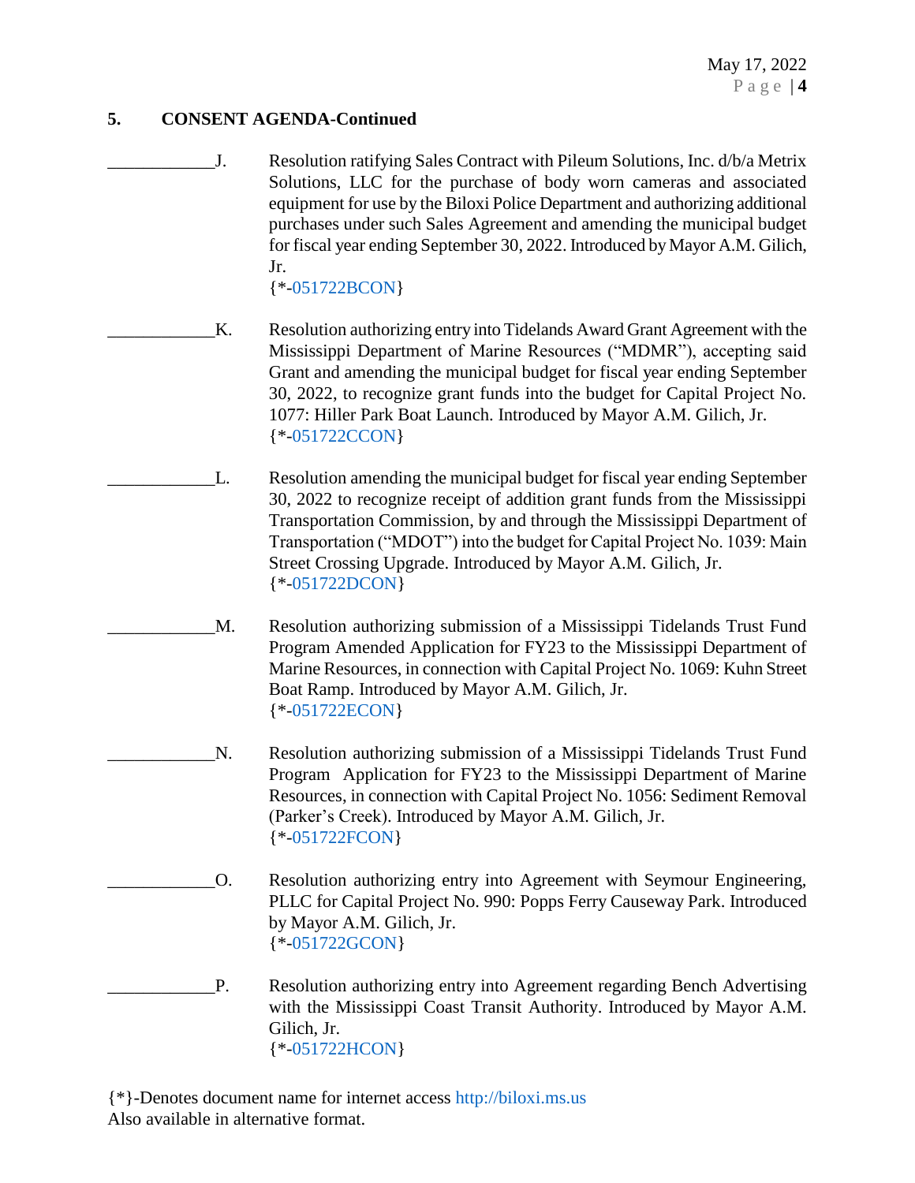## 5. CONSENT AGENDA-Continued

____________J. Resolution ratifying Sales Contract with Pileum Solutions, Inc. d/b/a Metrix Solutions, LLC for the purchase of body worn cameras and associated equipment for use by the Biloxi Police Department and authorizing additional purchases under such Sales Agreement and amending the municipal budget for fiscal year ending September 30, 2022. Introduced by Mayor A.M. Gilich, Jr.
{*-051722BCON}

____________K. Resolution authorizing entry into Tidelands Award Grant Agreement with the Mississippi Department of Marine Resources ("MDMR"), accepting said Grant and amending the municipal budget for fiscal year ending September 30, 2022, to recognize grant funds into the budget for Capital Project No. 1077: Hiller Park Boat Launch. Introduced by Mayor A.M. Gilich, Jr.
{*-051722CCON}

____________L. Resolution amending the municipal budget for fiscal year ending September 30, 2022 to recognize receipt of addition grant funds from the Mississippi Transportation Commission, by and through the Mississippi Department of Transportation ("MDOT") into the budget for Capital Project No. 1039: Main Street Crossing Upgrade. Introduced by Mayor A.M. Gilich, Jr.
{*-051722DCON}

____________M. Resolution authorizing submission of a Mississippi Tidelands Trust Fund Program Amended Application for FY23 to the Mississippi Department of Marine Resources, in connection with Capital Project No. 1069: Kuhn Street Boat Ramp. Introduced by Mayor A.M. Gilich, Jr.
{*-051722ECON}

____________N. Resolution authorizing submission of a Mississippi Tidelands Trust Fund Program Application for FY23 to the Mississippi Department of Marine Resources, in connection with Capital Project No. 1056: Sediment Removal (Parker's Creek). Introduced by Mayor A.M. Gilich, Jr.
{*-051722FCON}

____________O. Resolution authorizing entry into Agreement with Seymour Engineering, PLLC for Capital Project No. 990: Popps Ferry Causeway Park. Introduced by Mayor A.M. Gilich, Jr.
{*-051722GCON}

____________P. Resolution authorizing entry into Agreement regarding Bench Advertising with the Mississippi Coast Transit Authority. Introduced by Mayor A.M. Gilich, Jr.
{*-051722HCON}

{*}-Denotes document name for internet access http://biloxi.ms.us
Also available in alternative format.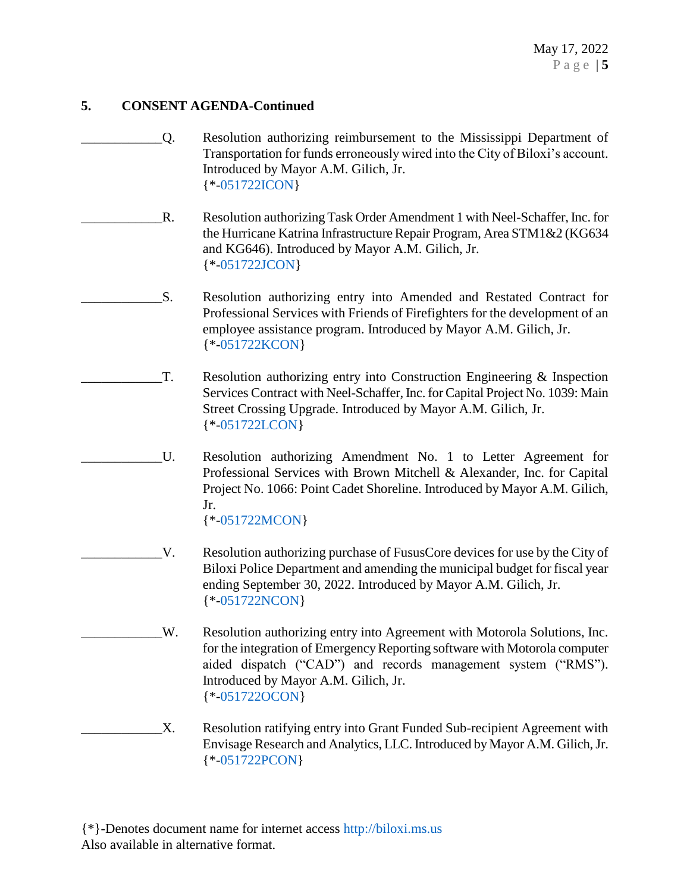### 5. CONSENT AGENDA-Continued

____________Q. Resolution authorizing reimbursement to the Mississippi Department of Transportation for funds erroneously wired into the City of Biloxi's account. Introduced by Mayor A.M. Gilich, Jr.
{*-051722ICON}

____________R. Resolution authorizing Task Order Amendment 1 with Neel-Schaffer, Inc. for the Hurricane Katrina Infrastructure Repair Program, Area STM1&2 (KG634 and KG646). Introduced by Mayor A.M. Gilich, Jr.
{*-051722JCON}

____________S. Resolution authorizing entry into Amended and Restated Contract for Professional Services with Friends of Firefighters for the development of an employee assistance program. Introduced by Mayor A.M. Gilich, Jr.
{*-051722KCON}

____________T. Resolution authorizing entry into Construction Engineering & Inspection Services Contract with Neel-Schaffer, Inc. for Capital Project No. 1039: Main Street Crossing Upgrade. Introduced by Mayor A.M. Gilich, Jr.
{*-051722LCON}

____________U. Resolution authorizing Amendment No. 1 to Letter Agreement for Professional Services with Brown Mitchell & Alexander, Inc. for Capital Project No. 1066: Point Cadet Shoreline. Introduced by Mayor A.M. Gilich, Jr.
{*-051722MCON}

____________V. Resolution authorizing purchase of FususCore devices for use by the City of Biloxi Police Department and amending the municipal budget for fiscal year ending September 30, 2022. Introduced by Mayor A.M. Gilich, Jr.
{*-051722NCON}

____________W. Resolution authorizing entry into Agreement with Motorola Solutions, Inc. for the integration of Emergency Reporting software with Motorola computer aided dispatch ("CAD") and records management system ("RMS"). Introduced by Mayor A.M. Gilich, Jr.
{*-051722OCON}

____________X. Resolution ratifying entry into Grant Funded Sub-recipient Agreement with Envisage Research and Analytics, LLC. Introduced by Mayor A.M. Gilich, Jr.
{*-051722PCON}

{*}-Denotes document name for internet access http://biloxi.ms.us
Also available in alternative format.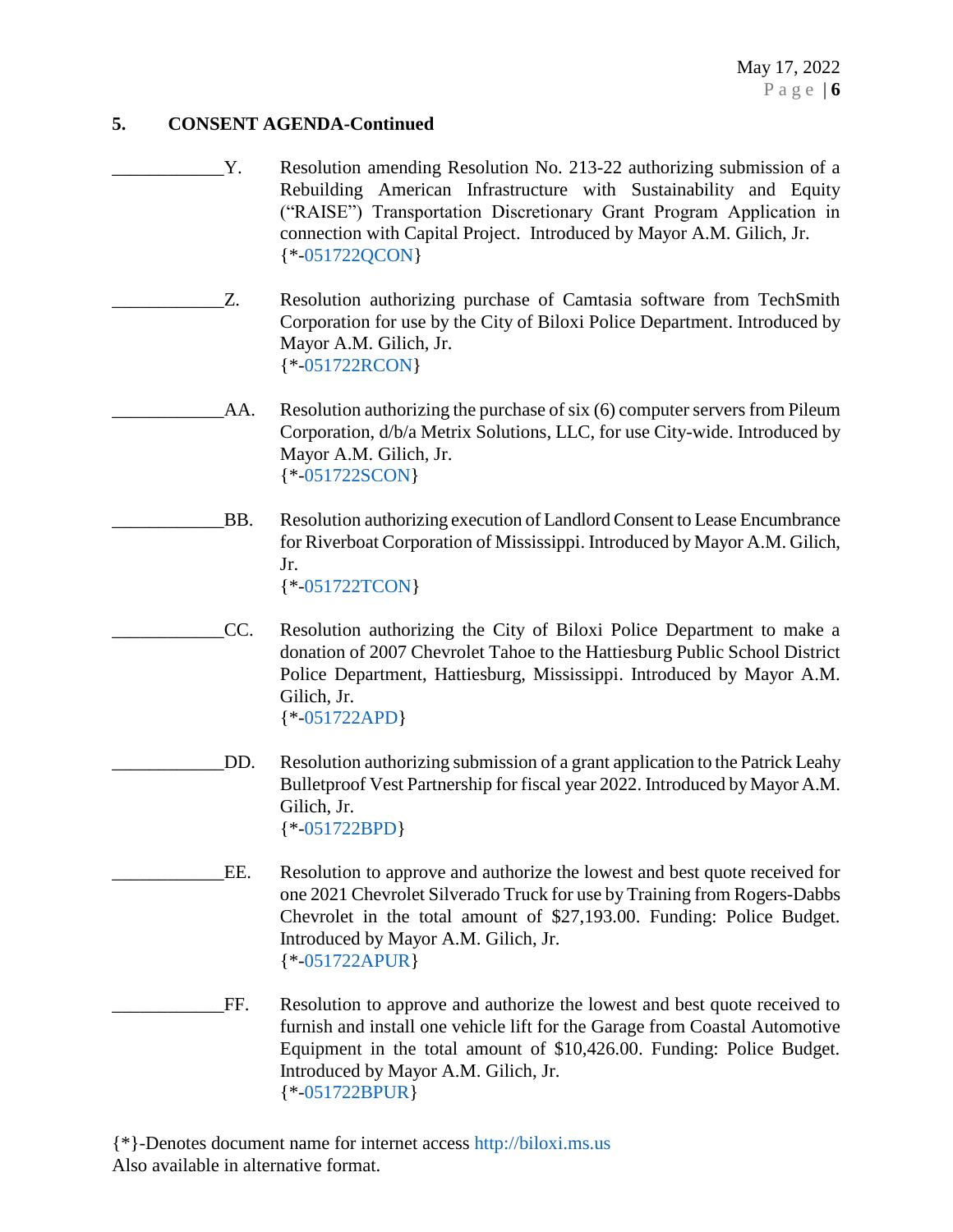## 5. CONSENT AGENDA-Continued

____________Y. Resolution amending Resolution No. 213-22 authorizing submission of a Rebuilding American Infrastructure with Sustainability and Equity ("RAISE") Transportation Discretionary Grant Program Application in connection with Capital Project. Introduced by Mayor A.M. Gilich, Jr.
{*-051722QCON}

____________Z. Resolution authorizing purchase of Camtasia software from TechSmith Corporation for use by the City of Biloxi Police Department. Introduced by Mayor A.M. Gilich, Jr.
{*-051722RCON}

____________AA. Resolution authorizing the purchase of six (6) computer servers from Pileum Corporation, d/b/a Metrix Solutions, LLC, for use City-wide. Introduced by Mayor A.M. Gilich, Jr.
{*-051722SCON}

____________BB. Resolution authorizing execution of Landlord Consent to Lease Encumbrance for Riverboat Corporation of Mississippi. Introduced by Mayor A.M. Gilich, Jr.
{*-051722TCON}

____________CC. Resolution authorizing the City of Biloxi Police Department to make a donation of 2007 Chevrolet Tahoe to the Hattiesburg Public School District Police Department, Hattiesburg, Mississippi. Introduced by Mayor A.M. Gilich, Jr.
{*-051722APD}

____________DD. Resolution authorizing submission of a grant application to the Patrick Leahy Bulletproof Vest Partnership for fiscal year 2022. Introduced by Mayor A.M. Gilich, Jr.
{*-051722BPD}

____________EE. Resolution to approve and authorize the lowest and best quote received for one 2021 Chevrolet Silverado Truck for use by Training from Rogers-Dabbs Chevrolet in the total amount of $27,193.00. Funding: Police Budget. Introduced by Mayor A.M. Gilich, Jr.
{*-051722APUR}

____________FF. Resolution to approve and authorize the lowest and best quote received to furnish and install one vehicle lift for the Garage from Coastal Automotive Equipment in the total amount of $10,426.00. Funding: Police Budget. Introduced by Mayor A.M. Gilich, Jr.
{*-051722BPUR}

{*}-Denotes document name for internet access http://biloxi.ms.us
Also available in alternative format.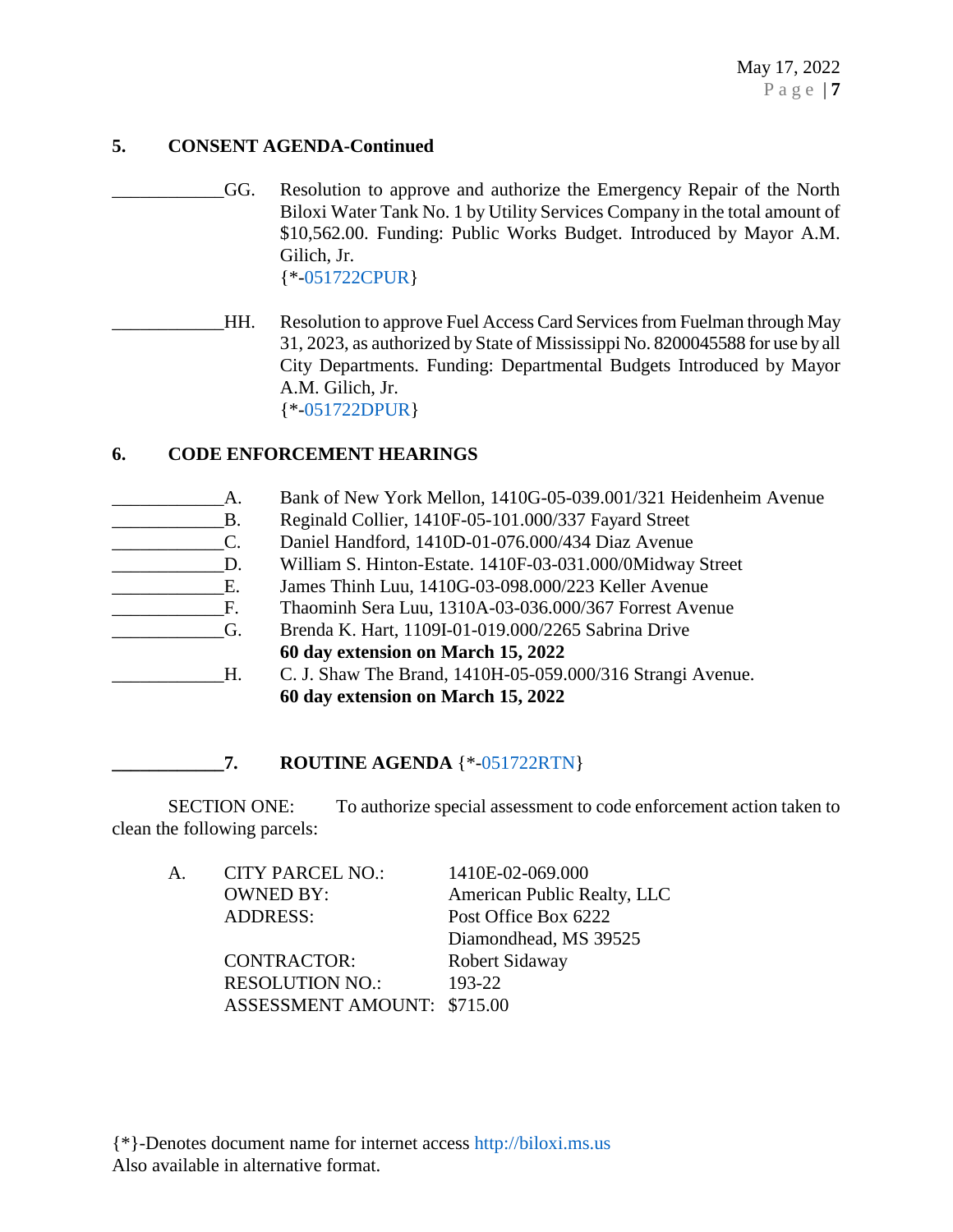## 5. CONSENT AGENDA-Continued

____________GG. Resolution to approve and authorize the Emergency Repair of the North Biloxi Water Tank No. 1 by Utility Services Company in the total amount of $10,562.00. Funding: Public Works Budget. Introduced by Mayor A.M. Gilich, Jr.
{*-051722CPUR}

____________HH. Resolution to approve Fuel Access Card Services from Fuelman through May 31, 2023, as authorized by State of Mississippi No. 8200045588 for use by all City Departments. Funding: Departmental Budgets Introduced by Mayor A.M. Gilich, Jr.
{*-051722DPUR}

## 6. CODE ENFORCEMENT HEARINGS

____________A. Bank of New York Mellon, 1410G-05-039.001/321 Heidenheim Avenue
____________B. Reginald Collier, 1410F-05-101.000/337 Fayard Street
____________C. Daniel Handford, 1410D-01-076.000/434 Diaz Avenue
____________D. William S. Hinton-Estate. 1410F-03-031.000/0Midway Street
____________E. James Thinh Luu, 1410G-03-098.000/223 Keller Avenue
____________F. Thaominh Sera Luu, 1310A-03-036.000/367 Forrest Avenue
____________G. Brenda K. Hart, 1109I-01-019.000/2265 Sabrina Drive
**60 day extension on March 15, 2022**
____________H. C. J. Shaw The Brand, 1410H-05-059.000/316 Strangi Avenue.
**60 day extension on March 15, 2022**

**____________7. ROUTINE AGENDA** {*-051722RTN}

SECTION ONE: To authorize special assessment to code enforcement action taken to clean the following parcels:

A.

| | |
|---|---|
| CITY PARCEL NO.: | 1410E-02-069.000 |
| OWNED BY: | American Public Realty, LLC |
| ADDRESS: | Post Office Box 6222<br>Diamondhead, MS 39525 |
| CONTRACTOR: | Robert Sidaway |
| RESOLUTION NO.: | 193-22 |
| ASSESSMENT AMOUNT: | $715.00 |

{*}-Denotes document name for internet access http://biloxi.ms.us
Also available in alternative format.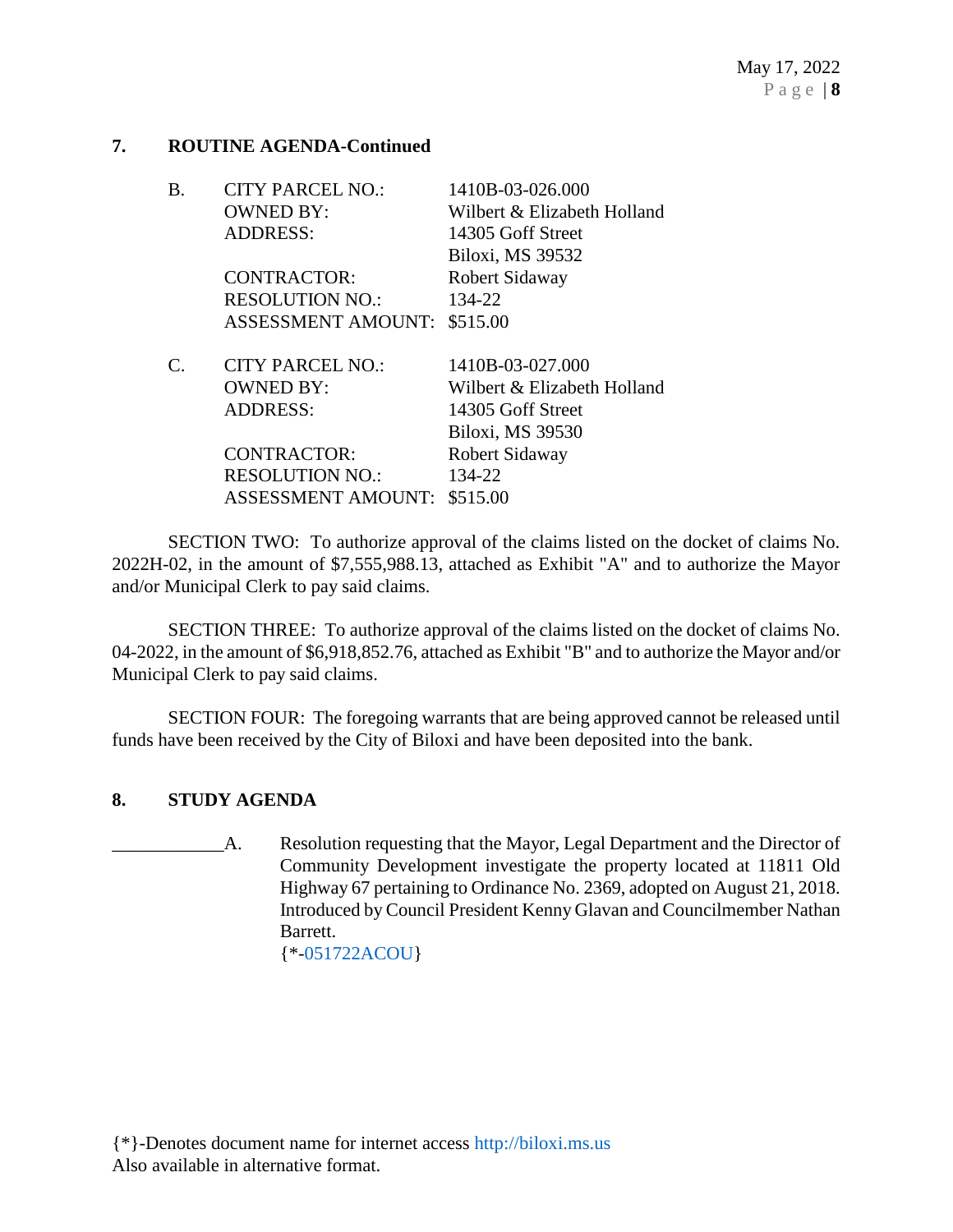## 7. ROUTINE AGENDA-Continued

B.

| | |
|---|---|
| CITY PARCEL NO.: | 1410B-03-026.000 |
| OWNED BY: | Wilbert & Elizabeth Holland |
| ADDRESS: | 14305 Goff Street<br>Biloxi, MS 39532 |
| CONTRACTOR: | Robert Sidaway |
| RESOLUTION NO.: | 134-22 |
| ASSESSMENT AMOUNT: | $515.00 |

C.

| | |
|---|---|
| CITY PARCEL NO.: | 1410B-03-027.000 |
| OWNED BY: | Wilbert & Elizabeth Holland |
| ADDRESS: | 14305 Goff Street<br>Biloxi, MS 39530 |
| CONTRACTOR: | Robert Sidaway |
| RESOLUTION NO.: | 134-22 |
| ASSESSMENT AMOUNT: | $515.00 |

SECTION TWO: To authorize approval of the claims listed on the docket of claims No. 2022H-02, in the amount of $7,555,988.13, attached as Exhibit "A" and to authorize the Mayor and/or Municipal Clerk to pay said claims.

SECTION THREE: To authorize approval of the claims listed on the docket of claims No. 04-2022, in the amount of $6,918,852.76, attached as Exhibit "B" and to authorize the Mayor and/or Municipal Clerk to pay said claims.

SECTION FOUR: The foregoing warrants that are being approved cannot be released until funds have been received by the City of Biloxi and have been deposited into the bank.

## 8. STUDY AGENDA

____________A. Resolution requesting that the Mayor, Legal Department and the Director of Community Development investigate the property located at 11811 Old Highway 67 pertaining to Ordinance No. 2369, adopted on August 21, 2018. Introduced by Council President Kenny Glavan and Councilmember Nathan Barrett.
{*-051722ACOU}

{*}-Denotes document name for internet access http://biloxi.ms.us
Also available in alternative format.